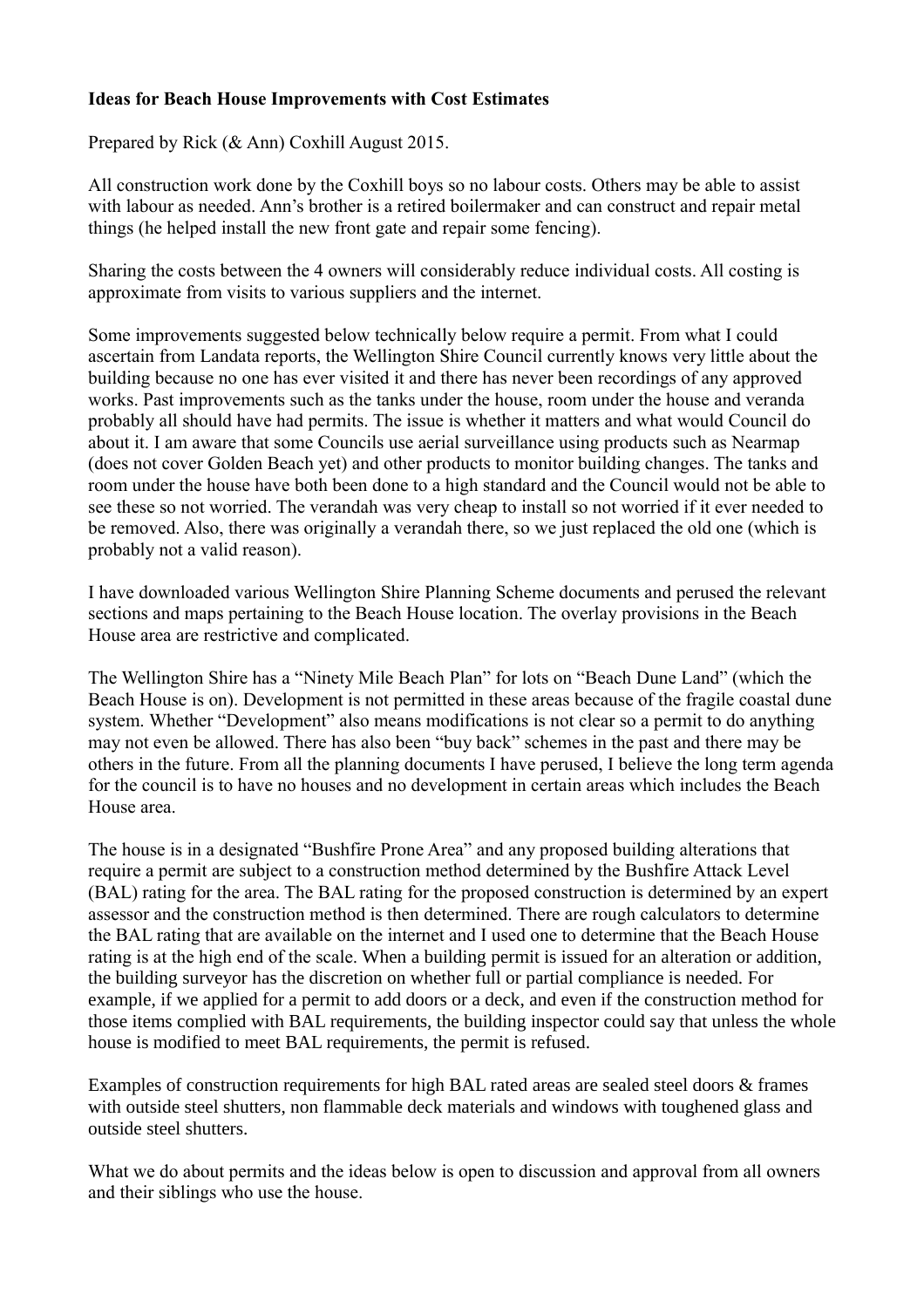**Ideas for Beach House Improvements with Cost Estimates**

Prepared by Rick (& Ann) Coxhill August 2015.

All construction work done by the Coxhill boys so no labour costs. Others may be able to assist with labour as needed. Ann's brother is a retired boilermaker and can construct and repair metal things (he helped install the new front gate and repair some fencing).

Sharing the costs between the 4 owners will considerably reduce individual costs. All costing is approximate from visits to various suppliers and the internet.

Some improvements suggested below technically below require a permit. From what I could ascertain from Landata reports, the Wellington Shire Council currently knows very little about the building because no one has ever visited it and there has never been recordings of any approved works. Past improvements such as the tanks under the house, room under the house and veranda probably all should have had permits. The issue is whether it matters and what would Council do about it. I am aware that some Councils use aerial surveillance using products such as Nearmap (does not cover Golden Beach yet) and other products to monitor building changes. The tanks and room under the house have both been done to a high standard and the Council would not be able to see these so not worried. The verandah was very cheap to install so not worried if it ever needed to be removed. Also, there was originally a verandah there, so we just replaced the old one (which is probably not a valid reason).

I have downloaded various Wellington Shire Planning Scheme documents and perused the relevant sections and maps pertaining to the Beach House location. The overlay provisions in the Beach House area are restrictive and complicated.

The Wellington Shire has a "Ninety Mile Beach Plan" for lots on "Beach Dune Land" (which the Beach House is on). Development is not permitted in these areas because of the fragile coastal dune system. Whether "Development" also means modifications is not clear so a permit to do anything may not even be allowed. There has also been "buy back" schemes in the past and there may be others in the future. From all the planning documents I have perused, I believe the long term agenda for the council is to have no houses and no development in certain areas which includes the Beach House area.

The house is in a designated "Bushfire Prone Area" and any proposed building alterations that require a permit are subject to a construction method determined by the Bushfire Attack Level (BAL) rating for the area. The BAL rating for the proposed construction is determined by an expert assessor and the construction method is then determined. There are rough calculators to determine the BAL rating that are available on the internet and I used one to determine that the Beach House rating is at the high end of the scale. When a building permit is issued for an alteration or addition, the building surveyor has the discretion on whether full or partial compliance is needed. For example, if we applied for a permit to add doors or a deck, and even if the construction method for those items complied with BAL requirements, the building inspector could say that unless the whole house is modified to meet BAL requirements, the permit is refused.

Examples of construction requirements for high BAL rated areas are sealed steel doors & frames with outside steel shutters, non flammable deck materials and windows with toughened glass and outside steel shutters.

What we do about permits and the ideas below is open to discussion and approval from all owners and their siblings who use the house.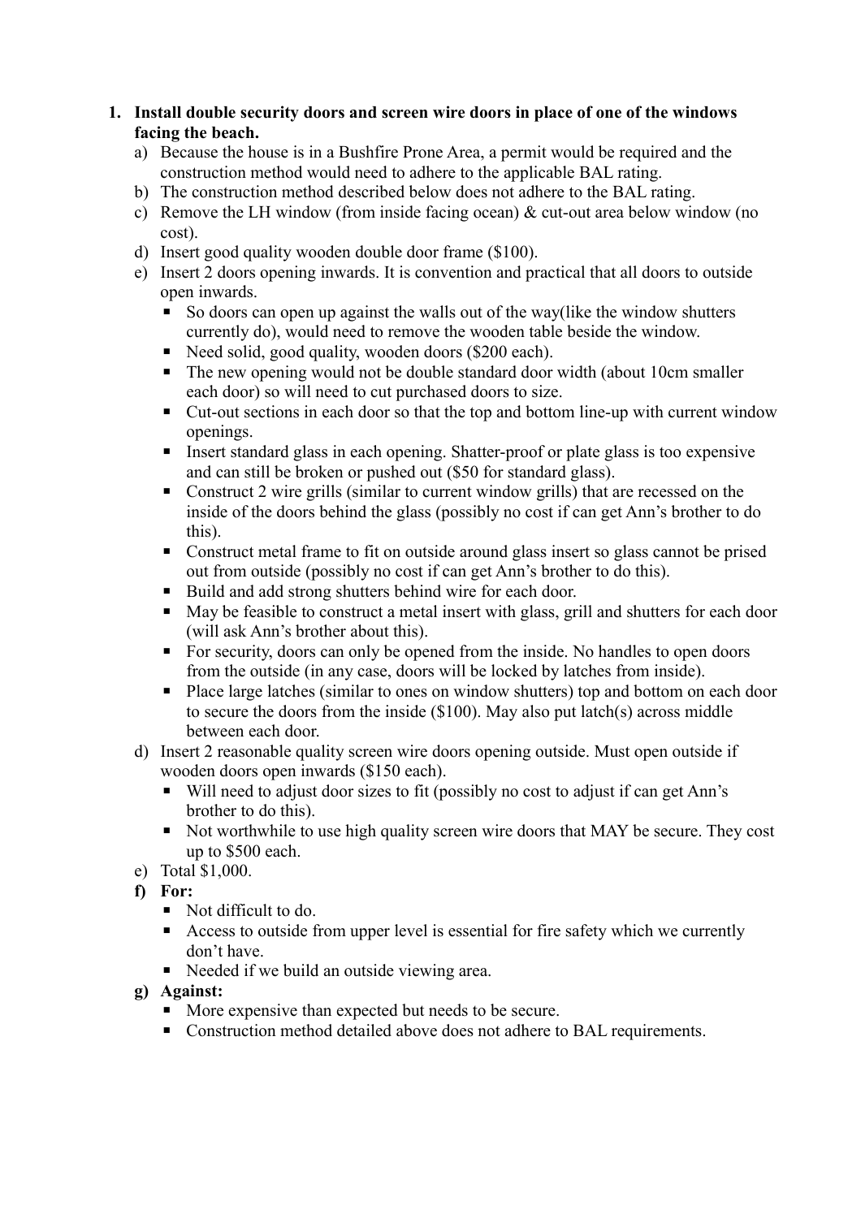1. **Install double security doors and screen wire doors in place of one of the windows facing the beach.**
   a) Because the house is in a Bushfire Prone Area, a permit would be required and the construction method would need to adhere to the applicable BAL rating.
   b) The construction method described below does not adhere to the BAL rating.
   c) Remove the LH window (from inside facing ocean) & cut-out area below window (no cost).
   d) Insert good quality wooden double door frame ($100).
   e) Insert 2 doors opening inwards. It is convention and practical that all doors to outside open inwards.
      - So doors can open up against the walls out of the way(like the window shutters currently do), would need to remove the wooden table beside the window.
      - Need solid, good quality, wooden doors ($200 each).
      - The new opening would not be double standard door width (about 10cm smaller each door) so will need to cut purchased doors to size.
      - Cut-out sections in each door so that the top and bottom line-up with current window openings.
      - Insert standard glass in each opening. Shatter-proof or plate glass is too expensive and can still be broken or pushed out ($50 for standard glass).
      - Construct 2 wire grills (similar to current window grills) that are recessed on the inside of the doors behind the glass (possibly no cost if can get Ann's brother to do this).
      - Construct metal frame to fit on outside around glass insert so glass cannot be prised out from outside (possibly no cost if can get Ann's brother to do this).
      - Build and add strong shutters behind wire for each door.
      - May be feasible to construct a metal insert with glass, grill and shutters for each door (will ask Ann's brother about this).
      - For security, doors can only be opened from the inside. No handles to open doors from the outside (in any case, doors will be locked by latches from inside).
      - Place large latches (similar to ones on window shutters) top and bottom on each door to secure the doors from the inside ($100). May also put latch(s) across middle between each door.
   d) Insert 2 reasonable quality screen wire doors opening outside. Must open outside if wooden doors open inwards ($150 each).
      - Will need to adjust door sizes to fit (possibly no cost to adjust if can get Ann's brother to do this).
      - Not worthwhile to use high quality screen wire doors that MAY be secure. They cost up to $500 each.
   e) Total $1,000.
   f) **For:**
      - Not difficult to do.
      - Access to outside from upper level is essential for fire safety which we currently don't have.
      - Needed if we build an outside viewing area.
   g) **Against:**
      - More expensive than expected but needs to be secure.
      - Construction method detailed above does not adhere to BAL requirements.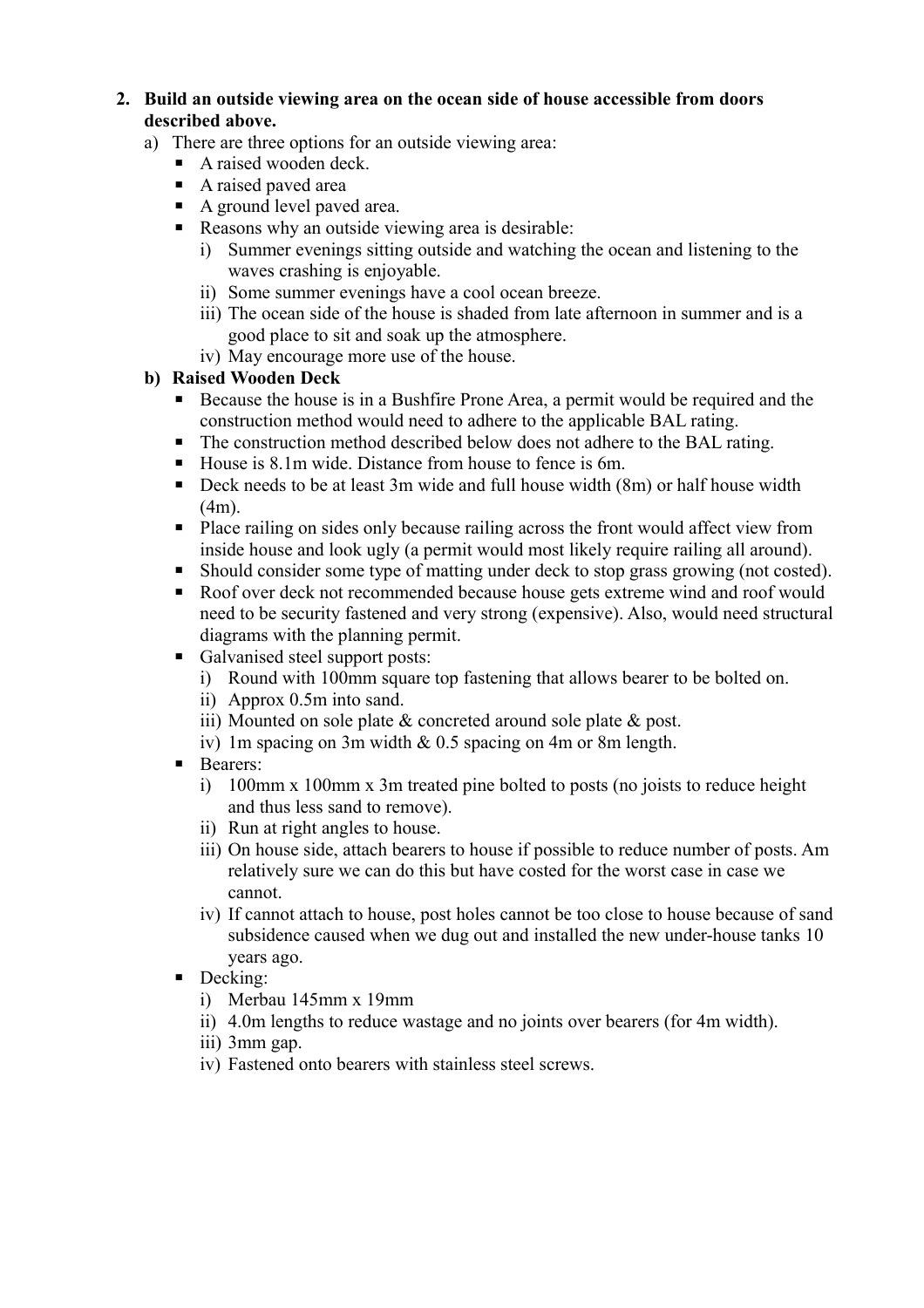2. **Build an outside viewing area on the ocean side of house accessible from doors described above.**
   a) There are three options for an outside viewing area:
      - A raised wooden deck.
      - A raised paved area
      - A ground level paved area.
      - Reasons why an outside viewing area is desirable:
        i) Summer evenings sitting outside and watching the ocean and listening to the waves crashing is enjoyable.
        ii) Some summer evenings have a cool ocean breeze.
        iii) The ocean side of the house is shaded from late afternoon in summer and is a good place to sit and soak up the atmosphere.
        iv) May encourage more use of the house.

   **b) Raised Wooden Deck**
      - Because the house is in a Bushfire Prone Area, a permit would be required and the construction method would need to adhere to the applicable BAL rating.
      - The construction method described below does not adhere to the BAL rating.
      - House is 8.1m wide. Distance from house to fence is 6m.
      - Deck needs to be at least 3m wide and full house width (8m) or half house width (4m).
      - Place railing on sides only because railing across the front would affect view from inside house and look ugly (a permit would most likely require railing all around).
      - Should consider some type of matting under deck to stop grass growing (not costed).
      - Roof over deck not recommended because house gets extreme wind and roof would need to be security fastened and very strong (expensive). Also, would need structural diagrams with the planning permit.
      - Galvanised steel support posts:
        i) Round with 100mm square top fastening that allows bearer to be bolted on.
        ii) Approx 0.5m into sand.
        iii) Mounted on sole plate & concreted around sole plate & post.
        iv) 1m spacing on 3m width & 0.5 spacing on 4m or 8m length.
      - Bearers:
        i) 100mm x 100mm x 3m treated pine bolted to posts (no joists to reduce height and thus less sand to remove).
        ii) Run at right angles to house.
        iii) On house side, attach bearers to house if possible to reduce number of posts. Am relatively sure we can do this but have costed for the worst case in case we cannot.
        iv) If cannot attach to house, post holes cannot be too close to house because of sand subsidence caused when we dug out and installed the new under-house tanks 10 years ago.
      - Decking:
        i) Merbau 145mm x 19mm
        ii) 4.0m lengths to reduce wastage and no joints over bearers (for 4m width).
        iii) 3mm gap.
        iv) Fastened onto bearers with stainless steel screws.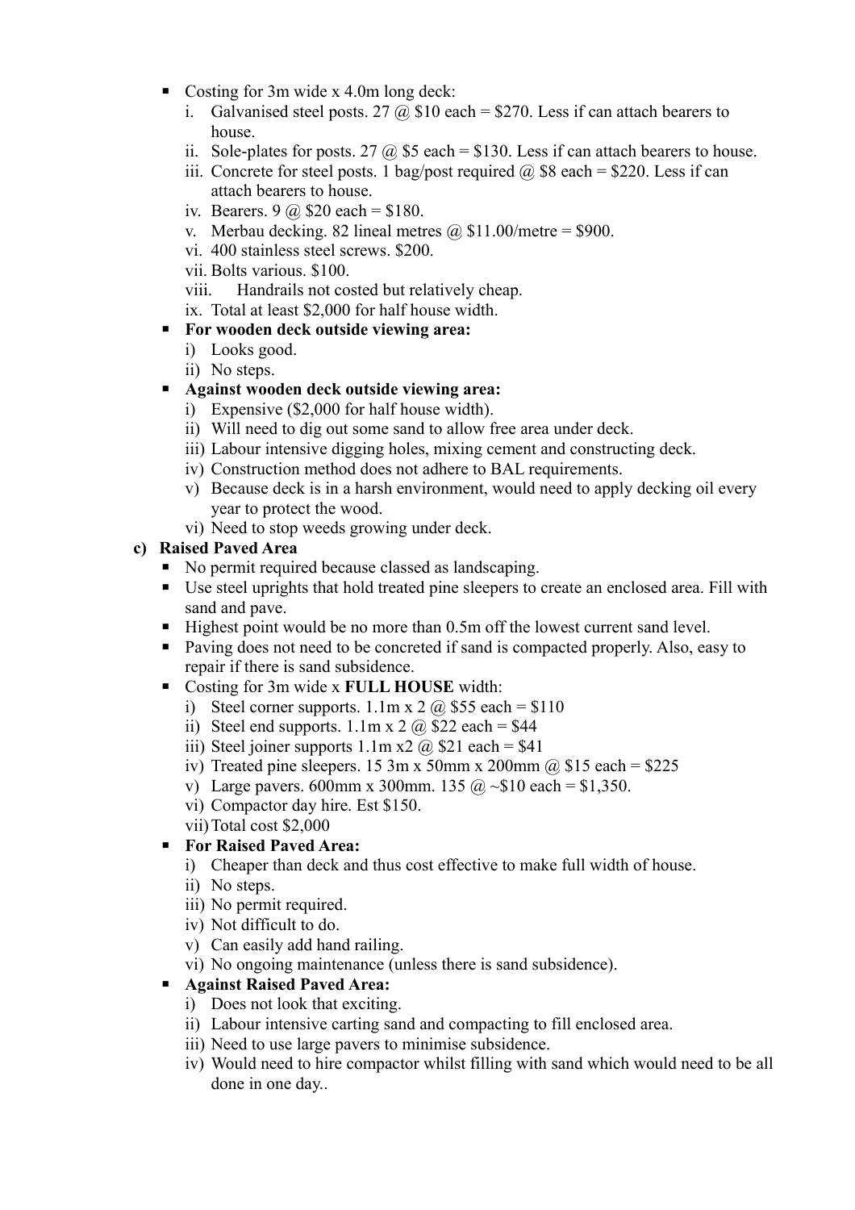- Costing for 3m wide x 4.0m long deck:
  1. Galvanised steel posts. 27 @ $10 each = $270. Less if can attach bearers to house.
  2. Sole-plates for posts. 27 @ $5 each = $130. Less if can attach bearers to house.
  3. Concrete for steel posts. 1 bag/post required @ $8 each = $220. Less if can attach bearers to house.
  4. Bearers. 9 @ $20 each = $180.
  5. Merbau decking. 82 lineal metres @ $11.00/metre = $900.
  6. 400 stainless steel screws. $200.
  7. Bolts various. $100.
  8. Handrails not costed but relatively cheap.
  9. Total at least $2,000 for half house width.
- **For wooden deck outside viewing area:**
  1. Looks good.
  2. No steps.
- **Against wooden deck outside viewing area:**
  1. Expensive ($2,000 for half house width).
  2. Will need to dig out some sand to allow free area under deck.
  3. Labour intensive digging holes, mixing cement and constructing deck.
  4. Construction method does not adhere to BAL requirements.
  5. Because deck is in a harsh environment, would need to apply decking oil every year to protect the wood.
  6. Need to stop weeds growing under deck.

**c) Raised Paved Area**

- No permit required because classed as landscaping.
- Use steel uprights that hold treated pine sleepers to create an enclosed area. Fill with sand and pave.
- Highest point would be no more than 0.5m off the lowest current sand level.
- Paving does not need to be concreted if sand is compacted properly. Also, easy to repair if there is sand subsidence.
- Costing for 3m wide x **FULL HOUSE** width:
  1. Steel corner supports. 1.1m x 2 @ $55 each = $110
  2. Steel end supports. 1.1m x 2 @ $22 each = $44
  3. Steel joiner supports 1.1m x2 @ $21 each = $41
  4. Treated pine sleepers. 15 3m x 50mm x 200mm @ $15 each = $225
  5. Large pavers. 600mm x 300mm. 135 @ ~$10 each = $1,350.
  6. Compactor day hire. Est $150.
  7. Total cost $2,000
- **For Raised Paved Area:**
  1. Cheaper than deck and thus cost effective to make full width of house.
  2. No steps.
  3. No permit required.
  4. Not difficult to do.
  5. Can easily add hand railing.
  6. No ongoing maintenance (unless there is sand subsidence).
- **Against Raised Paved Area:**
  1. Does not look that exciting.
  2. Labour intensive carting sand and compacting to fill enclosed area.
  3. Need to use large pavers to minimise subsidence.
  4. Would need to hire compactor whilst filling with sand which would need to be all done in one day..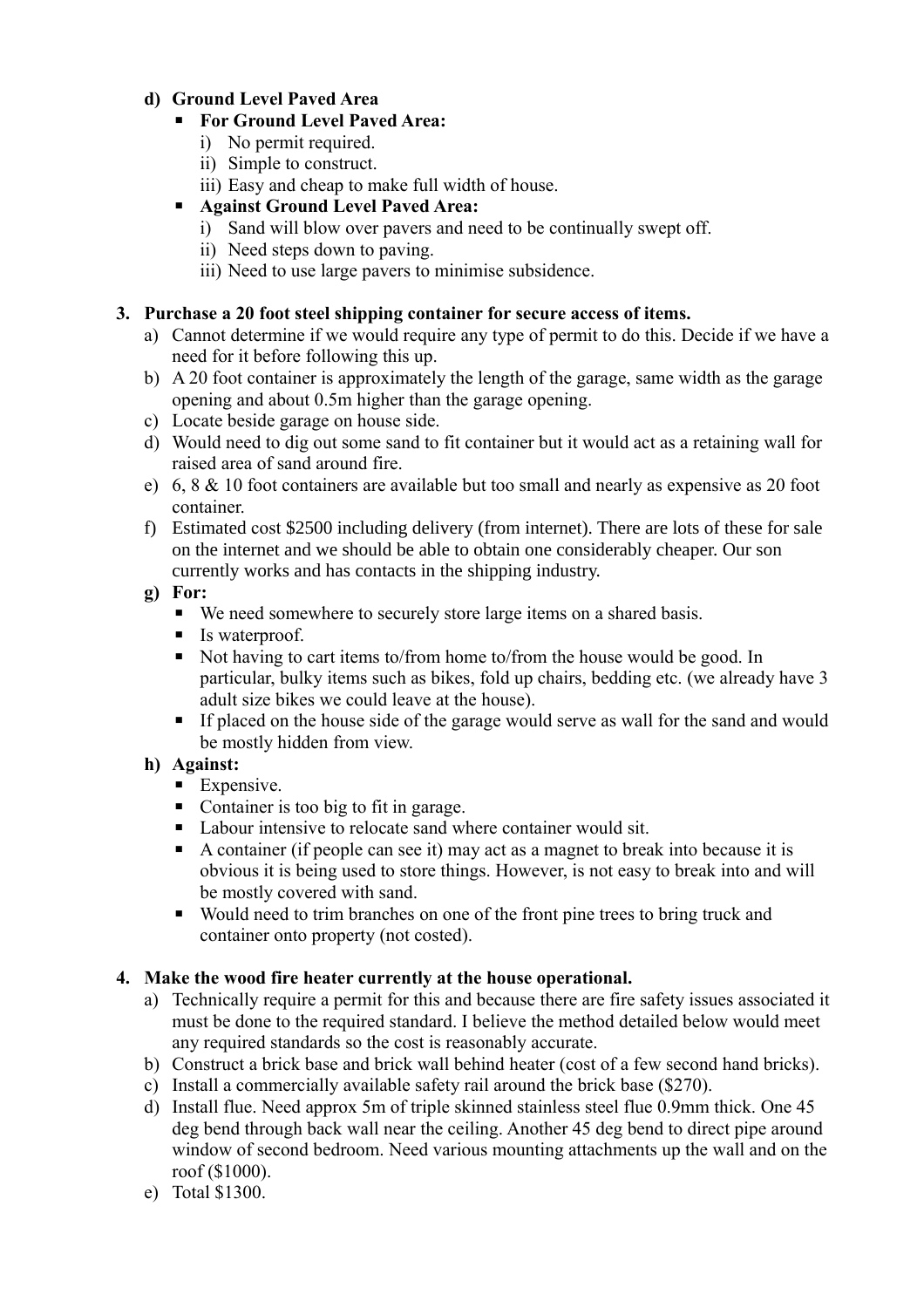**d) Ground Level Paved Area**

- **For Ground Level Paved Area:**
  - i) No permit required.
  - ii) Simple to construct.
  - iii) Easy and cheap to make full width of house.
- **Against Ground Level Paved Area:**
  - i) Sand will blow over pavers and need to be continually swept off.
  - ii) Need steps down to paving.
  - iii) Need to use large pavers to minimise subsidence.

**3. Purchase a 20 foot steel shipping container for secure access of items.**

a) Cannot determine if we would require any type of permit to do this. Decide if we have a need for it before following this up.

b) A 20 foot container is approximately the length of the garage, same width as the garage opening and about 0.5m higher than the garage opening.

c) Locate beside garage on house side.

d) Would need to dig out some sand to fit container but it would act as a retaining wall for raised area of sand around fire.

e) 6, 8 & 10 foot containers are available but too small and nearly as expensive as 20 foot container.

f) Estimated cost $2500 including delivery (from internet). There are lots of these for sale on the internet and we should be able to obtain one considerably cheaper. Our son currently works and has contacts in the shipping industry.

**g) For:**

- We need somewhere to securely store large items on a shared basis.
- Is waterproof.
- Not having to cart items to/from home to/from the house would be good. In particular, bulky items such as bikes, fold up chairs, bedding etc. (we already have 3 adult size bikes we could leave at the house).
- If placed on the house side of the garage would serve as wall for the sand and would be mostly hidden from view.

**h) Against:**

- Expensive.
- Container is too big to fit in garage.
- Labour intensive to relocate sand where container would sit.
- A container (if people can see it) may act as a magnet to break into because it is obvious it is being used to store things. However, is not easy to break into and will be mostly covered with sand.
- Would need to trim branches on one of the front pine trees to bring truck and container onto property (not costed).

**4. Make the wood fire heater currently at the house operational.**

a) Technically require a permit for this and because there are fire safety issues associated it must be done to the required standard. I believe the method detailed below would meet any required standards so the cost is reasonably accurate.

b) Construct a brick base and brick wall behind heater (cost of a few second hand bricks).

c) Install a commercially available safety rail around the brick base ($270).

d) Install flue. Need approx 5m of triple skinned stainless steel flue 0.9mm thick. One 45 deg bend through back wall near the ceiling. Another 45 deg bend to direct pipe around window of second bedroom. Need various mounting attachments up the wall and on the roof ($1000).

e) Total $1300.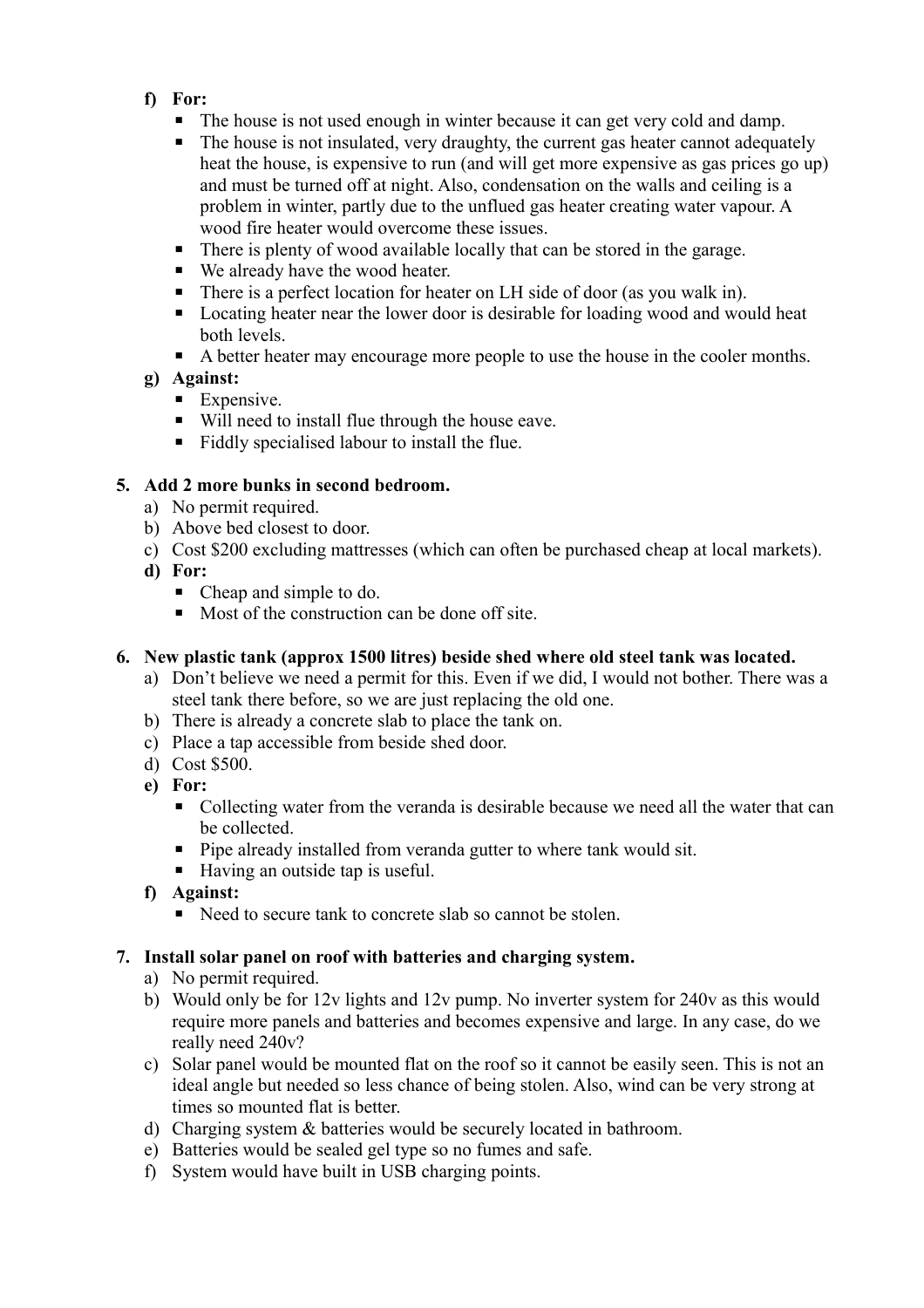f) **For:**
   - The house is not used enough in winter because it can get very cold and damp.
   - The house is not insulated, very draughty, the current gas heater cannot adequately heat the house, is expensive to run (and will get more expensive as gas prices go up) and must be turned off at night. Also, condensation on the walls and ceiling is a problem in winter, partly due to the unflued gas heater creating water vapour. A wood fire heater would overcome these issues.
   - There is plenty of wood available locally that can be stored in the garage.
   - We already have the wood heater.
   - There is a perfect location for heater on LH side of door (as you walk in).
   - Locating heater near the lower door is desirable for loading wood and would heat both levels.
   - A better heater may encourage more people to use the house in the cooler months.

g) **Against:**
   - Expensive.
   - Will need to install flue through the house eave.
   - Fiddly specialised labour to install the flue.

**5. Add 2 more bunks in second bedroom.**

a) No permit required.
b) Above bed closest to door.
c) Cost $200 excluding mattresses (which can often be purchased cheap at local markets).
d) **For:**
   - Cheap and simple to do.
   - Most of the construction can be done off site.

**6. New plastic tank (approx 1500 litres) beside shed where old steel tank was located.**

a) Don't believe we need a permit for this. Even if we did, I would not bother. There was a steel tank there before, so we are just replacing the old one.
b) There is already a concrete slab to place the tank on.
c) Place a tap accessible from beside shed door.
d) Cost $500.
e) **For:**
   - Collecting water from the veranda is desirable because we need all the water that can be collected.
   - Pipe already installed from veranda gutter to where tank would sit.
   - Having an outside tap is useful.
f) **Against:**
   - Need to secure tank to concrete slab so cannot be stolen.

**7. Install solar panel on roof with batteries and charging system.**

a) No permit required.
b) Would only be for 12v lights and 12v pump. No inverter system for 240v as this would require more panels and batteries and becomes expensive and large. In any case, do we really need 240v?
c) Solar panel would be mounted flat on the roof so it cannot be easily seen. This is not an ideal angle but needed so less chance of being stolen. Also, wind can be very strong at times so mounted flat is better.
d) Charging system & batteries would be securely located in bathroom.
e) Batteries would be sealed gel type so no fumes and safe.
f) System would have built in USB charging points.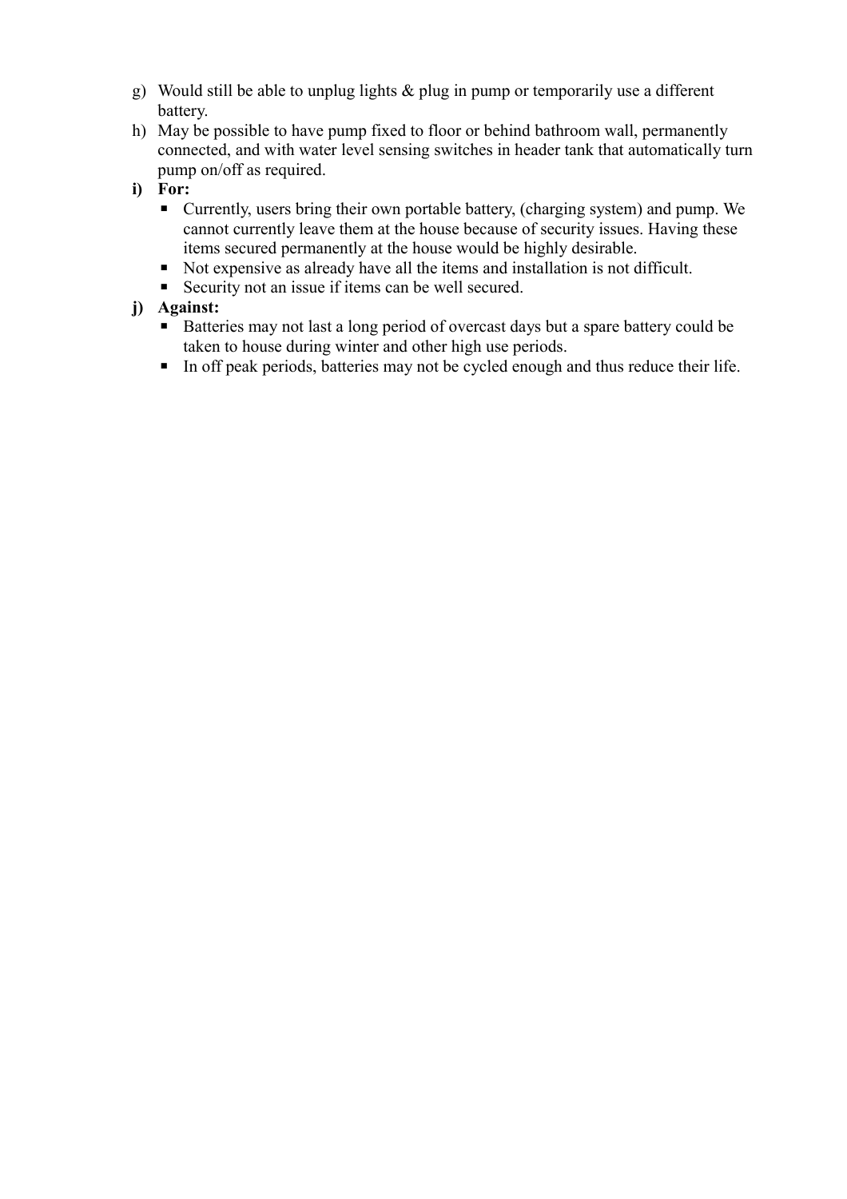g) Would still be able to unplug lights & plug in pump or temporarily use a different battery.

h) May be possible to have pump fixed to floor or behind bathroom wall, permanently connected, and with water level sensing switches in header tank that automatically turn pump on/off as required.

**i) For:**

- Currently, users bring their own portable battery, (charging system) and pump. We cannot currently leave them at the house because of security issues. Having these items secured permanently at the house would be highly desirable.
- Not expensive as already have all the items and installation is not difficult.
- Security not an issue if items can be well secured.

**j) Against:**

- Batteries may not last a long period of overcast days but a spare battery could be taken to house during winter and other high use periods.
- In off peak periods, batteries may not be cycled enough and thus reduce their life.